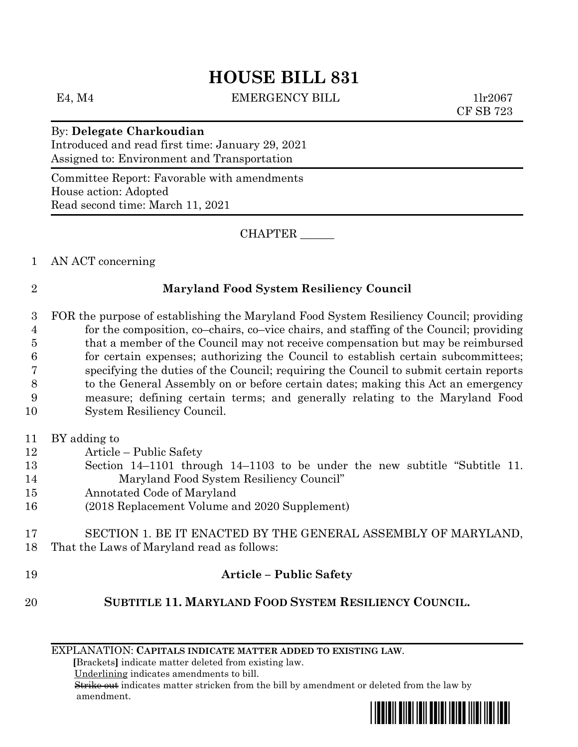# HOUSE BILL 831

E4, M4 EMERGENCY BILL 1lr2067
CF SB 723

By: **Delegate Charkoudian**
Introduced and read first time: January 29, 2021
Assigned to: Environment and Transportation

Committee Report: Favorable with amendments
House action: Adopted
Read second time: March 11, 2021

CHAPTER ______

1 AN ACT concerning

2 **Maryland Food System Resiliency Council**

3 FOR the purpose of establishing the Maryland Food System Resiliency Council; providing
4 for the composition, co–chairs, co–vice chairs, and staffing of the Council; providing
5 that a member of the Council may not receive compensation but may be reimbursed
6 for certain expenses; authorizing the Council to establish certain subcommittees;
7 specifying the duties of the Council; requiring the Council to submit certain reports
8 to the General Assembly on or before certain dates; making this Act an emergency
9 measure; defining certain terms; and generally relating to the Maryland Food
10 System Resiliency Council.

11 BY adding to
12 Article – Public Safety
13 Section 14–1101 through 14–1103 to be under the new subtitle "Subtitle 11.
14 Maryland Food System Resiliency Council"
15 Annotated Code of Maryland
16 (2018 Replacement Volume and 2020 Supplement)

17 SECTION 1. BE IT ENACTED BY THE GENERAL ASSEMBLY OF MARYLAND,
18 That the Laws of Maryland read as follows:

19 **Article – Public Safety**

20 **SUBTITLE 11. MARYLAND FOOD SYSTEM RESILIENCY COUNCIL.**

EXPLANATION: **CAPITALS INDICATE MATTER ADDED TO EXISTING LAW.**
**[**Brackets**]** indicate matter deleted from existing law.
Underlining indicates amendments to bill.
~~Strike out~~ indicates matter stricken from the bill by amendment or deleted from the law by amendment.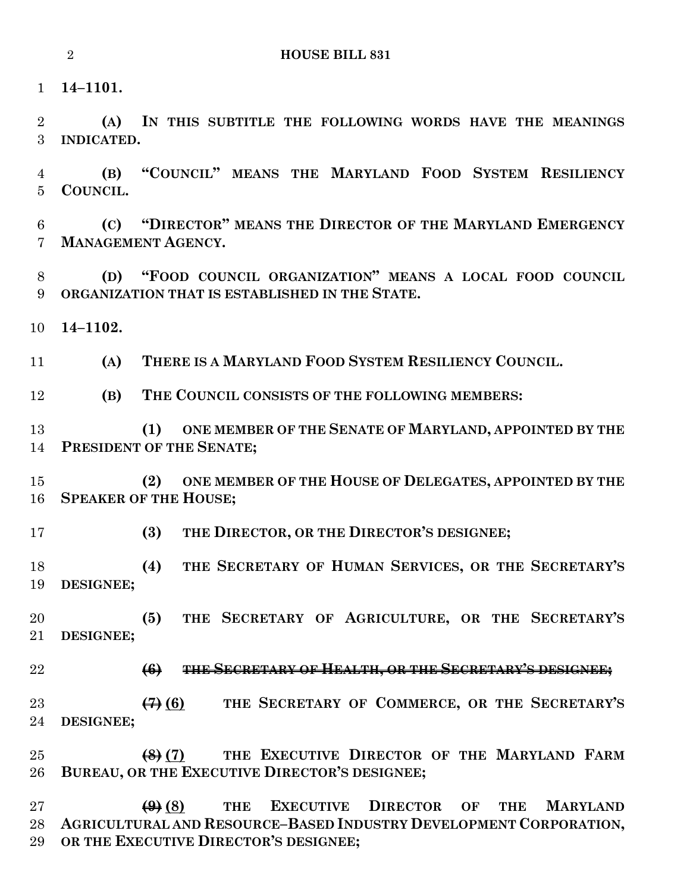**14–1101.**

**(A) IN THIS SUBTITLE THE FOLLOWING WORDS HAVE THE MEANINGS INDICATED.**

**(B) "COUNCIL" MEANS THE MARYLAND FOOD SYSTEM RESILIENCY COUNCIL.**

**(C) "DIRECTOR" MEANS THE DIRECTOR OF THE MARYLAND EMERGENCY MANAGEMENT AGENCY.**

**(D) "FOOD COUNCIL ORGANIZATION" MEANS A LOCAL FOOD COUNCIL ORGANIZATION THAT IS ESTABLISHED IN THE STATE.**

**14–1102.**

**(A) THERE IS A MARYLAND FOOD SYSTEM RESILIENCY COUNCIL.**

**(B) THE COUNCIL CONSISTS OF THE FOLLOWING MEMBERS:**

**(1) ONE MEMBER OF THE SENATE OF MARYLAND, APPOINTED BY THE PRESIDENT OF THE SENATE;**

**(2) ONE MEMBER OF THE HOUSE OF DELEGATES, APPOINTED BY THE SPEAKER OF THE HOUSE;**

**(3) THE DIRECTOR, OR THE DIRECTOR'S DESIGNEE;**

**(4) THE SECRETARY OF HUMAN SERVICES, OR THE SECRETARY'S DESIGNEE;**

**(5) THE SECRETARY OF AGRICULTURE, OR THE SECRETARY'S DESIGNEE;**

~~**(6) THE SECRETARY OF HEALTH, OR THE SECRETARY'S DESIGNEE;**~~

~~**(7)**~~ **(6) THE SECRETARY OF COMMERCE, OR THE SECRETARY'S DESIGNEE;**

~~**(8)**~~ **(7) THE EXECUTIVE DIRECTOR OF THE MARYLAND FARM BUREAU, OR THE EXECUTIVE DIRECTOR'S DESIGNEE;**

~~**(9)**~~ **(8) THE EXECUTIVE DIRECTOR OF THE MARYLAND AGRICULTURAL AND RESOURCE–BASED INDUSTRY DEVELOPMENT CORPORATION, OR THE EXECUTIVE DIRECTOR'S DESIGNEE;**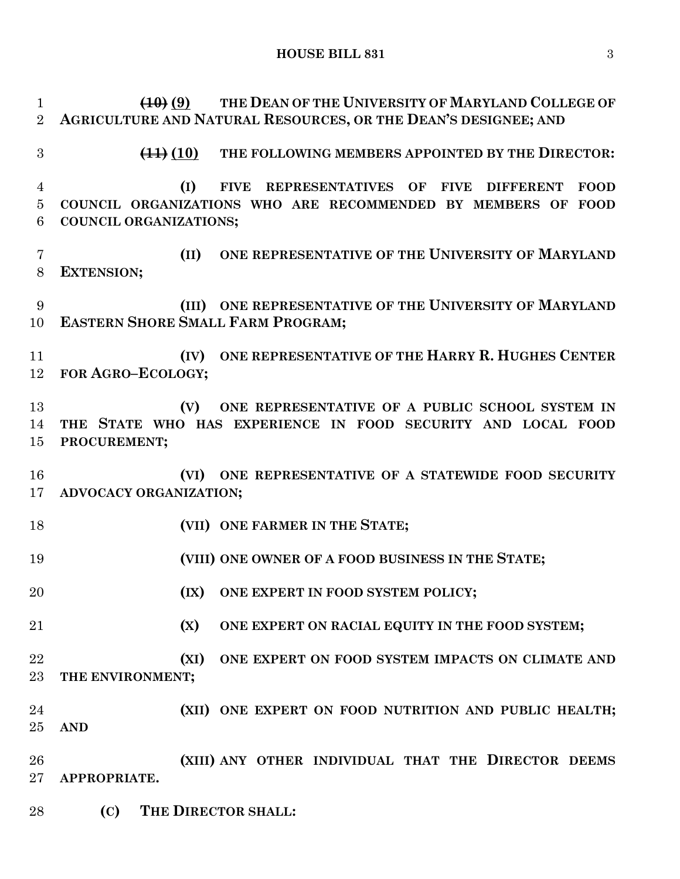~~(10)~~ (9) **THE DEAN OF THE UNIVERSITY OF MARYLAND COLLEGE OF AGRICULTURE AND NATURAL RESOURCES, OR THE DEAN'S DESIGNEE; AND**

~~(11)~~ (10) **THE FOLLOWING MEMBERS APPOINTED BY THE DIRECTOR:**

**(I) FIVE REPRESENTATIVES OF FIVE DIFFERENT FOOD COUNCIL ORGANIZATIONS WHO ARE RECOMMENDED BY MEMBERS OF FOOD COUNCIL ORGANIZATIONS;**

**(II) ONE REPRESENTATIVE OF THE UNIVERSITY OF MARYLAND EXTENSION;**

**(III) ONE REPRESENTATIVE OF THE UNIVERSITY OF MARYLAND EASTERN SHORE SMALL FARM PROGRAM;**

**(IV) ONE REPRESENTATIVE OF THE HARRY R. HUGHES CENTER FOR AGRO–ECOLOGY;**

**(V) ONE REPRESENTATIVE OF A PUBLIC SCHOOL SYSTEM IN THE STATE WHO HAS EXPERIENCE IN FOOD SECURITY AND LOCAL FOOD PROCUREMENT;**

**(VI) ONE REPRESENTATIVE OF A STATEWIDE FOOD SECURITY ADVOCACY ORGANIZATION;**

**(VII) ONE FARMER IN THE STATE;**

**(VIII) ONE OWNER OF A FOOD BUSINESS IN THE STATE;**

**(IX) ONE EXPERT IN FOOD SYSTEM POLICY;**

**(X) ONE EXPERT ON RACIAL EQUITY IN THE FOOD SYSTEM;**

**(XI) ONE EXPERT ON FOOD SYSTEM IMPACTS ON CLIMATE AND THE ENVIRONMENT;**

**(XII) ONE EXPERT ON FOOD NUTRITION AND PUBLIC HEALTH; AND**

**(XIII) ANY OTHER INDIVIDUAL THAT THE DIRECTOR DEEMS APPROPRIATE.**

**(C) THE DIRECTOR SHALL:**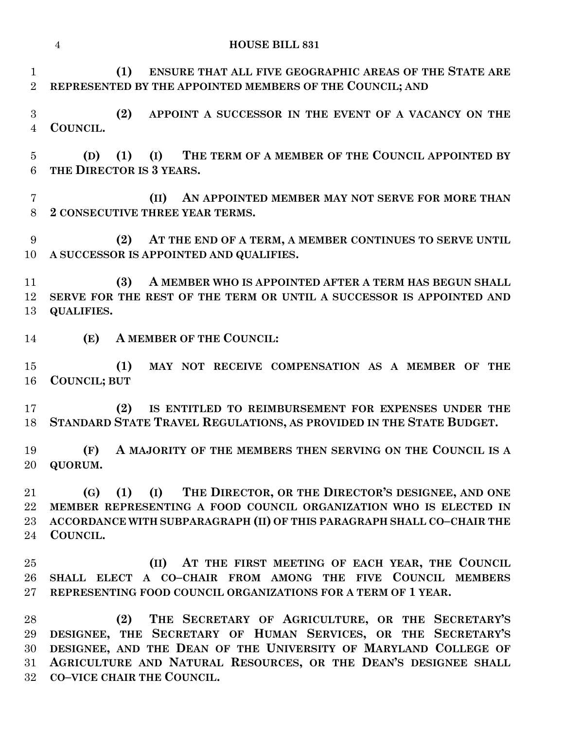**(1) ENSURE THAT ALL FIVE GEOGRAPHIC AREAS OF THE STATE ARE REPRESENTED BY THE APPOINTED MEMBERS OF THE COUNCIL; AND**

**(2) APPOINT A SUCCESSOR IN THE EVENT OF A VACANCY ON THE COUNCIL.**

**(D) (1) (I) THE TERM OF A MEMBER OF THE COUNCIL APPOINTED BY THE DIRECTOR IS 3 YEARS.**

**(II) AN APPOINTED MEMBER MAY NOT SERVE FOR MORE THAN 2 CONSECUTIVE THREE YEAR TERMS.**

**(2) AT THE END OF A TERM, A MEMBER CONTINUES TO SERVE UNTIL A SUCCESSOR IS APPOINTED AND QUALIFIES.**

**(3) A MEMBER WHO IS APPOINTED AFTER A TERM HAS BEGUN SHALL SERVE FOR THE REST OF THE TERM OR UNTIL A SUCCESSOR IS APPOINTED AND QUALIFIES.**

**(E) A MEMBER OF THE COUNCIL:**

**(1) MAY NOT RECEIVE COMPENSATION AS A MEMBER OF THE COUNCIL; BUT**

**(2) IS ENTITLED TO REIMBURSEMENT FOR EXPENSES UNDER THE STANDARD STATE TRAVEL REGULATIONS, AS PROVIDED IN THE STATE BUDGET.**

**(F) A MAJORITY OF THE MEMBERS THEN SERVING ON THE COUNCIL IS A QUORUM.**

**(G) (1) (I) THE DIRECTOR, OR THE DIRECTOR'S DESIGNEE, AND ONE MEMBER REPRESENTING A FOOD COUNCIL ORGANIZATION WHO IS ELECTED IN ACCORDANCE WITH SUBPARAGRAPH (II) OF THIS PARAGRAPH SHALL CO–CHAIR THE COUNCIL.**

**(II) AT THE FIRST MEETING OF EACH YEAR, THE COUNCIL SHALL ELECT A CO–CHAIR FROM AMONG THE FIVE COUNCIL MEMBERS REPRESENTING FOOD COUNCIL ORGANIZATIONS FOR A TERM OF 1 YEAR.**

**(2) THE SECRETARY OF AGRICULTURE, OR THE SECRETARY'S DESIGNEE, THE SECRETARY OF HUMAN SERVICES, OR THE SECRETARY'S DESIGNEE, AND THE DEAN OF THE UNIVERSITY OF MARYLAND COLLEGE OF AGRICULTURE AND NATURAL RESOURCES, OR THE DEAN'S DESIGNEE SHALL CO–VICE CHAIR THE COUNCIL.**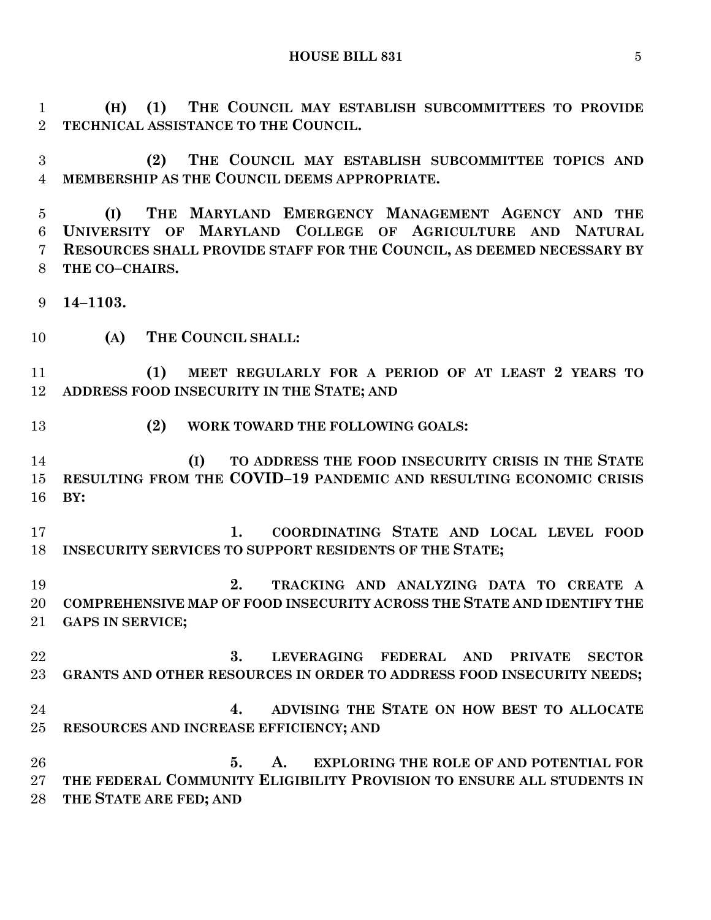**(H) (1) THE COUNCIL MAY ESTABLISH SUBCOMMITTEES TO PROVIDE TECHNICAL ASSISTANCE TO THE COUNCIL.**

**(2) THE COUNCIL MAY ESTABLISH SUBCOMMITTEE TOPICS AND MEMBERSHIP AS THE COUNCIL DEEMS APPROPRIATE.**

**(I) THE MARYLAND EMERGENCY MANAGEMENT AGENCY AND THE UNIVERSITY OF MARYLAND COLLEGE OF AGRICULTURE AND NATURAL RESOURCES SHALL PROVIDE STAFF FOR THE COUNCIL, AS DEEMED NECESSARY BY THE CO–CHAIRS.**

**14–1103.**

**(A) THE COUNCIL SHALL:**

**(1) MEET REGULARLY FOR A PERIOD OF AT LEAST 2 YEARS TO ADDRESS FOOD INSECURITY IN THE STATE; AND**

**(2) WORK TOWARD THE FOLLOWING GOALS:**

**(I) TO ADDRESS THE FOOD INSECURITY CRISIS IN THE STATE RESULTING FROM THE COVID–19 PANDEMIC AND RESULTING ECONOMIC CRISIS BY:**

**1. COORDINATING STATE AND LOCAL LEVEL FOOD INSECURITY SERVICES TO SUPPORT RESIDENTS OF THE STATE;**

**2. TRACKING AND ANALYZING DATA TO CREATE A COMPREHENSIVE MAP OF FOOD INSECURITY ACROSS THE STATE AND IDENTIFY THE GAPS IN SERVICE;**

**3. LEVERAGING FEDERAL AND PRIVATE SECTOR GRANTS AND OTHER RESOURCES IN ORDER TO ADDRESS FOOD INSECURITY NEEDS;**

**4. ADVISING THE STATE ON HOW BEST TO ALLOCATE RESOURCES AND INCREASE EFFICIENCY; AND**

**5. A. EXPLORING THE ROLE OF AND POTENTIAL FOR THE FEDERAL COMMUNITY ELIGIBILITY PROVISION TO ENSURE ALL STUDENTS IN THE STATE ARE FED; AND**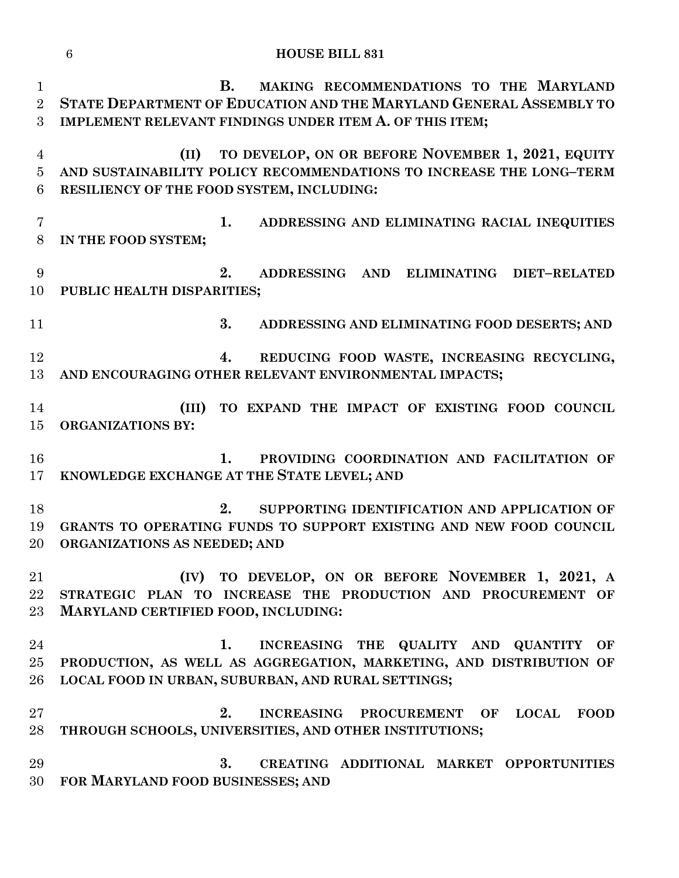B. MAKING RECOMMENDATIONS TO THE MARYLAND STATE DEPARTMENT OF EDUCATION AND THE MARYLAND GENERAL ASSEMBLY TO IMPLEMENT RELEVANT FINDINGS UNDER ITEM A. OF THIS ITEM;

(II) TO DEVELOP, ON OR BEFORE NOVEMBER 1, 2021, EQUITY AND SUSTAINABILITY POLICY RECOMMENDATIONS TO INCREASE THE LONG–TERM RESILIENCY OF THE FOOD SYSTEM, INCLUDING:

1. ADDRESSING AND ELIMINATING RACIAL INEQUITIES IN THE FOOD SYSTEM;

2. ADDRESSING AND ELIMINATING DIET–RELATED PUBLIC HEALTH DISPARITIES;

3. ADDRESSING AND ELIMINATING FOOD DESERTS; AND

4. REDUCING FOOD WASTE, INCREASING RECYCLING, AND ENCOURAGING OTHER RELEVANT ENVIRONMENTAL IMPACTS;

(III) TO EXPAND THE IMPACT OF EXISTING FOOD COUNCIL ORGANIZATIONS BY:

1. PROVIDING COORDINATION AND FACILITATION OF KNOWLEDGE EXCHANGE AT THE STATE LEVEL; AND

2. SUPPORTING IDENTIFICATION AND APPLICATION OF GRANTS TO OPERATING FUNDS TO SUPPORT EXISTING AND NEW FOOD COUNCIL ORGANIZATIONS AS NEEDED; AND

(IV) TO DEVELOP, ON OR BEFORE NOVEMBER 1, 2021, A STRATEGIC PLAN TO INCREASE THE PRODUCTION AND PROCUREMENT OF MARYLAND CERTIFIED FOOD, INCLUDING:

1. INCREASING THE QUALITY AND QUANTITY OF PRODUCTION, AS WELL AS AGGREGATION, MARKETING, AND DISTRIBUTION OF LOCAL FOOD IN URBAN, SUBURBAN, AND RURAL SETTINGS;

2. INCREASING PROCUREMENT OF LOCAL FOOD THROUGH SCHOOLS, UNIVERSITIES, AND OTHER INSTITUTIONS;

3. CREATING ADDITIONAL MARKET OPPORTUNITIES FOR MARYLAND FOOD BUSINESSES; AND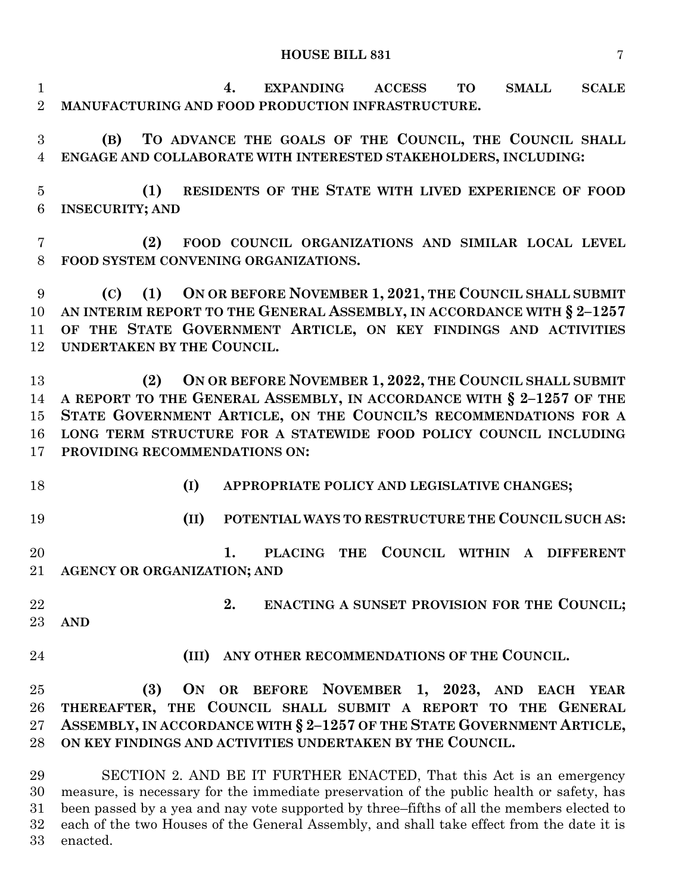4. EXPANDING ACCESS TO SMALL SCALE MANUFACTURING AND FOOD PRODUCTION INFRASTRUCTURE.

**(B) TO ADVANCE THE GOALS OF THE COUNCIL, THE COUNCIL SHALL ENGAGE AND COLLABORATE WITH INTERESTED STAKEHOLDERS, INCLUDING:**

**(1) RESIDENTS OF THE STATE WITH LIVED EXPERIENCE OF FOOD INSECURITY; AND**

**(2) FOOD COUNCIL ORGANIZATIONS AND SIMILAR LOCAL LEVEL FOOD SYSTEM CONVENING ORGANIZATIONS.**

**(C) (1) ON OR BEFORE NOVEMBER 1, 2021, THE COUNCIL SHALL SUBMIT AN INTERIM REPORT TO THE GENERAL ASSEMBLY, IN ACCORDANCE WITH § 2–1257 OF THE STATE GOVERNMENT ARTICLE, ON KEY FINDINGS AND ACTIVITIES UNDERTAKEN BY THE COUNCIL.**

**(2) ON OR BEFORE NOVEMBER 1, 2022, THE COUNCIL SHALL SUBMIT A REPORT TO THE GENERAL ASSEMBLY, IN ACCORDANCE WITH § 2–1257 OF THE STATE GOVERNMENT ARTICLE, ON THE COUNCIL'S RECOMMENDATIONS FOR A LONG TERM STRUCTURE FOR A STATEWIDE FOOD POLICY COUNCIL INCLUDING PROVIDING RECOMMENDATIONS ON:**

**(I) APPROPRIATE POLICY AND LEGISLATIVE CHANGES;**

**(II) POTENTIAL WAYS TO RESTRUCTURE THE COUNCIL SUCH AS:**

**1. PLACING THE COUNCIL WITHIN A DIFFERENT AGENCY OR ORGANIZATION; AND**

**2. ENACTING A SUNSET PROVISION FOR THE COUNCIL; AND**

**(III) ANY OTHER RECOMMENDATIONS OF THE COUNCIL.**

**(3) ON OR BEFORE NOVEMBER 1, 2023, AND EACH YEAR THEREAFTER, THE COUNCIL SHALL SUBMIT A REPORT TO THE GENERAL ASSEMBLY, IN ACCORDANCE WITH § 2–1257 OF THE STATE GOVERNMENT ARTICLE, ON KEY FINDINGS AND ACTIVITIES UNDERTAKEN BY THE COUNCIL.**

SECTION 2. AND BE IT FURTHER ENACTED, That this Act is an emergency measure, is necessary for the immediate preservation of the public health or safety, has been passed by a yea and nay vote supported by three–fifths of all the members elected to each of the two Houses of the General Assembly, and shall take effect from the date it is enacted.